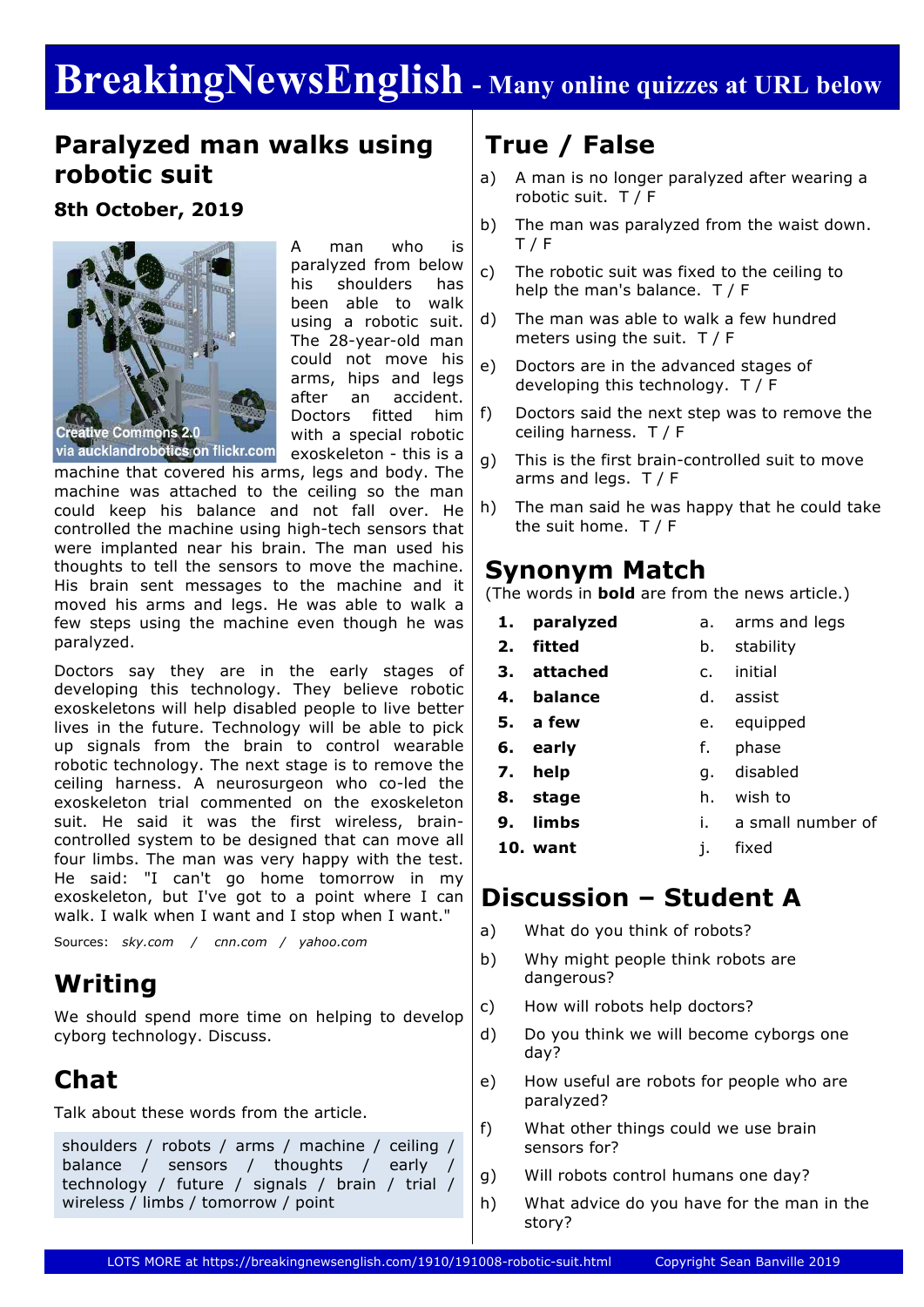# BreakingNewsEnglish - Many online quizzes at URL below

## Paralyzed man walks using robotic suit

### 8th October, 2019

Creative Commons 2.0 via aucklandrobotics on flickr.com

A man who is paralyzed from below his shoulders has been able to walk using a robotic suit. The 28-year-old man could not move his arms, hips and legs after an accident. Doctors fitted him with a special robotic exoskeleton - this is a machine that covered his arms, legs and body. The machine was attached to the ceiling so the man could keep his balance and not fall over. He controlled the machine using high-tech sensors that were implanted near his brain. The man used his thoughts to tell the sensors to move the machine. His brain sent messages to the machine and it moved his arms and legs. He was able to walk a few steps using the machine even though he was paralyzed.

Doctors say they are in the early stages of developing this technology. They believe robotic exoskeletons will help disabled people to live better lives in the future. Technology will be able to pick up signals from the brain to control wearable robotic technology. The next stage is to remove the ceiling harness. A neurosurgeon who co-led the exoskeleton trial commented on the exoskeleton suit. He said it was the first wireless, brain-controlled system to be designed that can move all four limbs. The man was very happy with the test. He said: "I can't go home tomorrow in my exoskeleton, but I've got to a point where I can walk. I walk when I want and I stop when I want."

Sources: *sky.com / cnn.com / yahoo.com*

## Writing

We should spend more time on helping to develop cyborg technology. Discuss.

## Chat

Talk about these words from the article.

shoulders / robots / arms / machine / ceiling / balance / sensors / thoughts / early / technology / future / signals / brain / trial / wireless / limbs / tomorrow / point

## True / False

a) A man is no longer paralyzed after wearing a robotic suit. T / F

b) The man was paralyzed from the waist down. T / F

c) The robotic suit was fixed to the ceiling to help the man's balance. T / F

d) The man was able to walk a few hundred meters using the suit. T / F

e) Doctors are in the advanced stages of developing this technology. T / F

f) Doctors said the next step was to remove the ceiling harness. T / F

g) This is the first brain-controlled suit to move arms and legs. T / F

h) The man said he was happy that he could take the suit home. T / F

## Synonym Match

(The words in **bold** are from the news article.)

| | | | |
|---|---|---|---|
| 1. | **paralyzed** | a. | arms and legs |
| 2. | **fitted** | b. | stability |
| 3. | **attached** | c. | initial |
| 4. | **balance** | d. | assist |
| 5. | **a few** | e. | equipped |
| 6. | **early** | f. | phase |
| 7. | **help** | g. | disabled |
| 8. | **stage** | h. | wish to |
| 9. | **limbs** | i. | a small number of |
| 10. | **want** | j. | fixed |

## Discussion – Student A

a) What do you think of robots?

b) Why might people think robots are dangerous?

c) How will robots help doctors?

d) Do you think we will become cyborgs one day?

e) How useful are robots for people who are paralyzed?

f) What other things could we use brain sensors for?

g) Will robots control humans one day?

h) What advice do you have for the man in the story?

LOTS MORE at https://breakingnewsenglish.com/1910/191008-robotic-suit.html Copyright Sean Banville 2019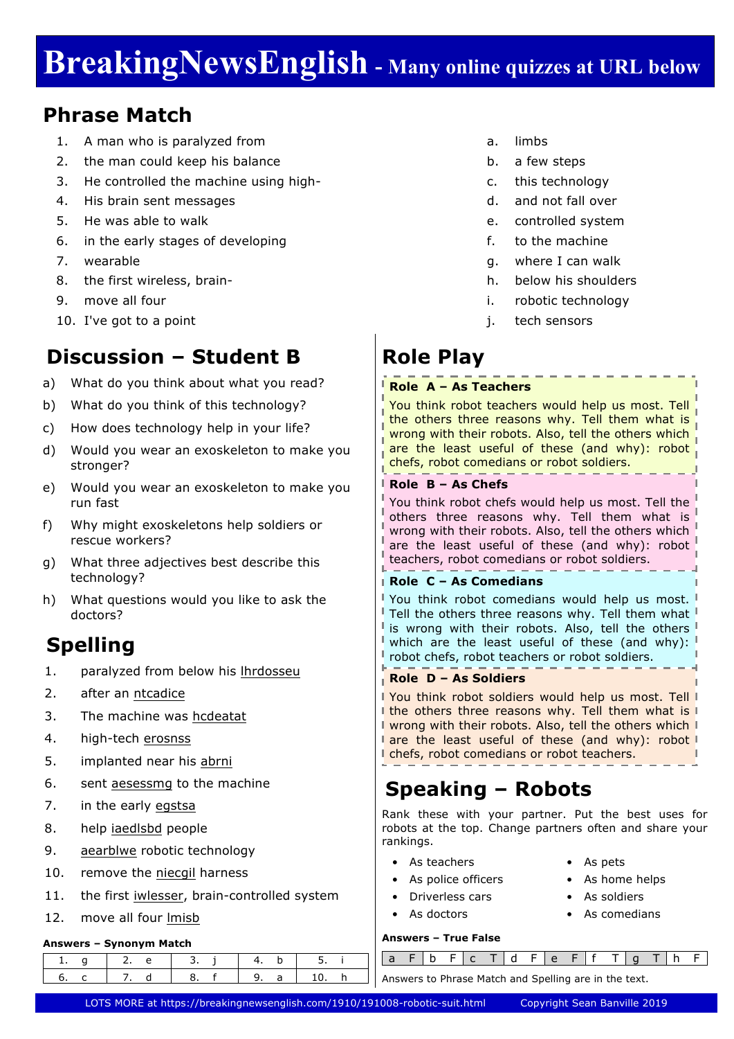# BreakingNewsEnglish - Many online quizzes at URL below

## Phrase Match

1. A man who is paralyzed from
2. the man could keep his balance
3. He controlled the machine using high-
4. His brain sent messages
5. He was able to walk
6. in the early stages of developing
7. wearable
8. the first wireless, brain-
9. move all four
10. I've got to a point

a. limbs
b. a few steps
c. this technology
d. and not fall over
e. controlled system
f. to the machine
g. where I can walk
h. below his shoulders
i. robotic technology
j. tech sensors

## Discussion – Student B

a) What do you think about what you read?
b) What do you think of this technology?
c) How does technology help in your life?
d) Would you wear an exoskeleton to make you stronger?
e) Would you wear an exoskeleton to make you run fast
f) Why might exoskeletons help soldiers or rescue workers?
g) What three adjectives best describe this technology?
h) What questions would you like to ask the doctors?

## Spelling

1. paralyzed from below his lhrdosseu
2. after an ntcadice
3. The machine was hcdeatat
4. high-tech erosnss
5. implanted near his abrni
6. sent aesessmg to the machine
7. in the early egstsa
8. help iaedlsbd people
9. aearblwe robotic technology
10. remove the niecgil harness
11. the first iwlesser, brain-controlled system
12. move all four lmisb

**Answers – Synonym Match**

| | | | | |
|---|---|---|---|---|
| 1. g | 2. e | 3. j | 4. b | 5. i |
| 6. c | 7. d | 8. f | 9. a | 10. h |

## Role Play

**Role A – As Teachers**

You think robot teachers would help us most. Tell the others three reasons why. Tell them what is wrong with their robots. Also, tell the others which are the least useful of these (and why): robot chefs, robot comedians or robot soldiers.

**Role B – As Chefs**

You think robot chefs would help us most. Tell the others three reasons why. Tell them what is wrong with their robots. Also, tell the others which are the least useful of these (and why): robot teachers, robot comedians or robot soldiers.

**Role C – As Comedians**

You think robot comedians would help us most. Tell the others three reasons why. Tell them what is wrong with their robots. Also, tell the others which are the least useful of these (and why): robot chefs, robot teachers or robot soldiers.

**Role D – As Soldiers**

You think robot soldiers would help us most. Tell the others three reasons why. Tell them what is wrong with their robots. Also, tell the others which are the least useful of these (and why): robot chefs, robot comedians or robot teachers.

## Speaking – Robots

Rank these with your partner. Put the best uses for robots at the top. Change partners often and share your rankings.

- As teachers
- As police officers
- Driverless cars
- As doctors
- As pets
- As home helps
- As soldiers
- As comedians

**Answers – True False**

| | | | | | | | | | | | | | | | |
|---|---|---|---|---|---|---|---|---|---|---|---|---|---|---|---|
| a | F | b | F | c | T | d | F | e | F | f | T | g | T | h | F |

Answers to Phrase Match and Spelling are in the text.

LOTS MORE at https://breakingnewsenglish.com/1910/191008-robotic-suit.html Copyright Sean Banville 2019